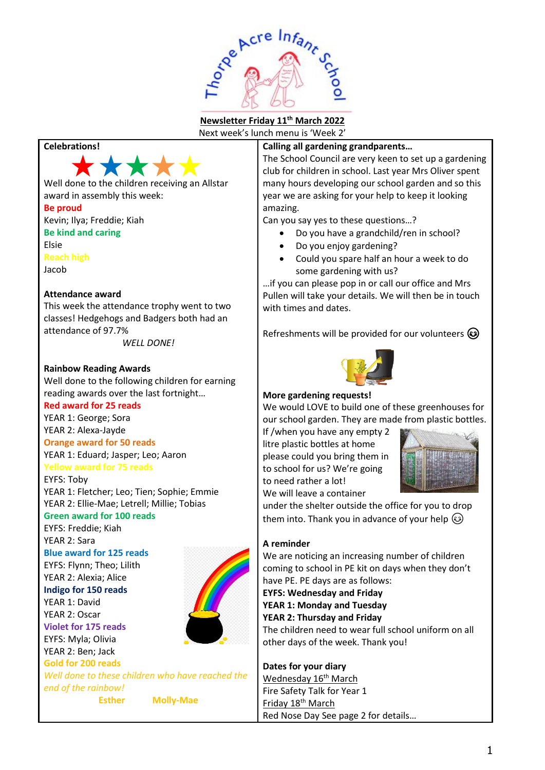# Thorpe Acre Infant School

**Newsletter Friday 11th March 2022**

Next week's lunch menu is 'Week 2'

## Celebrations!

Well done to the children receiving an Allstar award in assembly this week:

**Be proud**

Kevin; Ilya; Freddie; Kiah

**Be kind and caring**

Elsie

**Reach high**

Jacob

### Attendance award

This week the attendance trophy went to two classes! Hedgehogs and Badgers both had an attendance of 97.7%

*WELL DONE!*

### Rainbow Reading Awards

Well done to the following children for earning reading awards over the last fortnight…

**Red award for 25 reads**

YEAR 1: George; Sora
YEAR 2: Alexa-Jayde

**Orange award for 50 reads**

YEAR 1: Eduard; Jasper; Leo; Aaron

**Yellow award for 75 reads**

EYFS: Toby
YEAR 1: Fletcher; Leo; Tien; Sophie; Emmie
YEAR 2: Ellie-Mae; Letrell; Millie; Tobias

**Green award for 100 reads**

EYFS: Freddie; Kiah
YEAR 2: Sara

**Blue award for 125 reads**

EYFS: Flynn; Theo; Lilith
YEAR 2: Alexia; Alice

**Indigo for 150 reads**

YEAR 1: David
YEAR 2: Oscar

**Violet for 175 reads**

EYFS: Myla; Olivia
YEAR 2: Ben; Jack

**Gold for 200 reads**

*Well done to these children who have reached the end of the rainbow!*

**Esther Molly-Mae**

### Calling all gardening grandparents…

The School Council are very keen to set up a gardening club for children in school. Last year Mrs Oliver spent many hours developing our school garden and so this year we are asking for your help to keep it looking amazing.

Can you say yes to these questions…?

- Do you have a grandchild/ren in school?
- Do you enjoy gardening?
- Could you spare half an hour a week to do some gardening with us?

…if you can please pop in or call our office and Mrs Pullen will take your details. We will then be in touch with times and dates.

Refreshments will be provided for our volunteers ☺

### More gardening requests!

We would LOVE to build one of these greenhouses for our school garden. They are made from plastic bottles. If /when you have any empty 2 litre plastic bottles at home please could you bring them in to school for us? We're going to need rather a lot!

We will leave a container under the shelter outside the office for you to drop them into. Thank you in advance of your help ☺

### A reminder

We are noticing an increasing number of children coming to school in PE kit on days when they don't have PE. PE days are as follows:

**EYFS: Wednesday and Friday**
**YEAR 1: Monday and Tuesday**
**YEAR 2: Thursday and Friday**

The children need to wear full school uniform on all other days of the week. Thank you!

### Dates for your diary

Wednesday 16th March
Fire Safety Talk for Year 1

Friday 18th March
Red Nose Day See page 2 for details…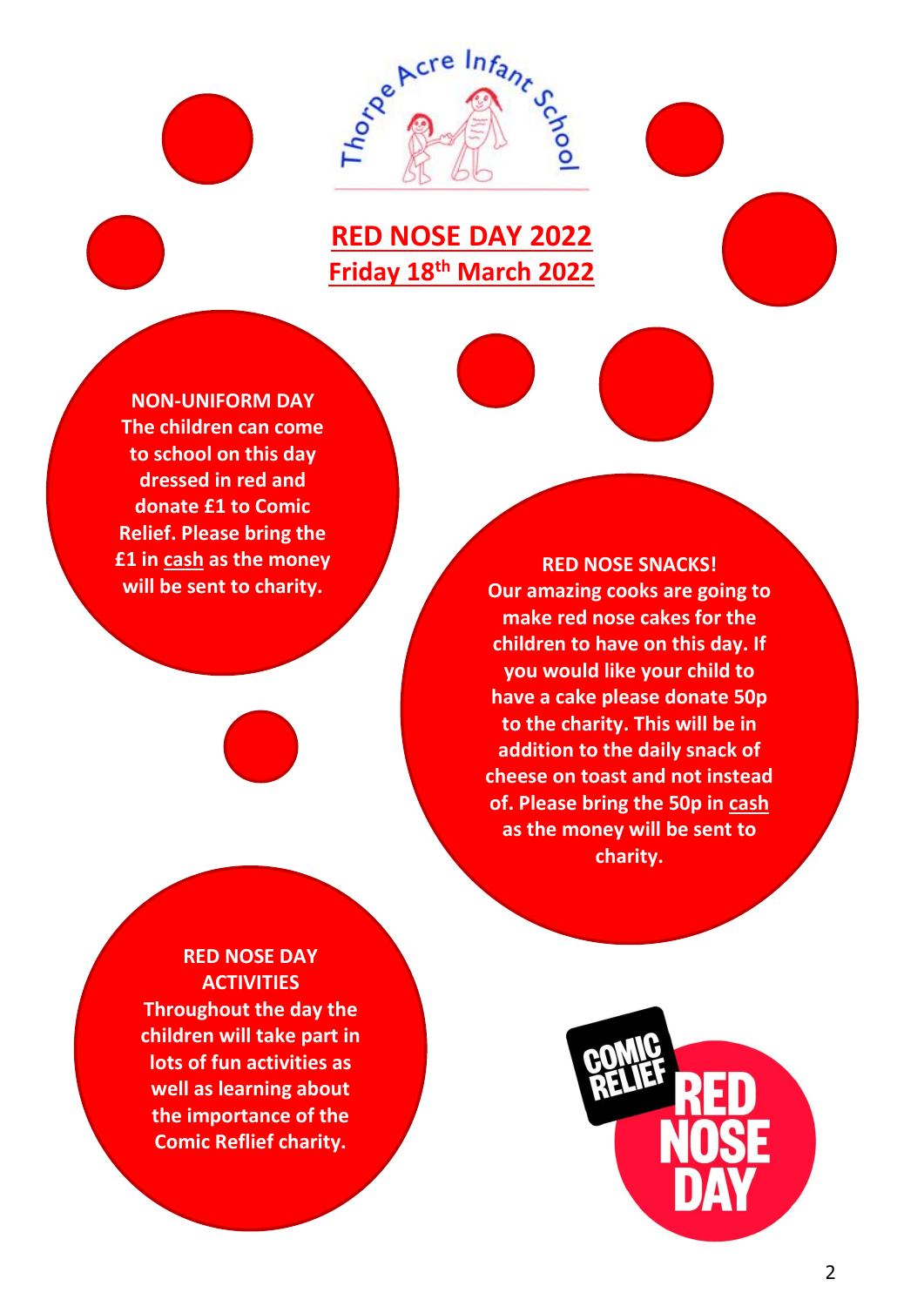Thorpe Acre Infant School

# RED NOSE DAY 2022

## Friday 18th March 2022

**NON-UNIFORM DAY**

**The children can come to school on this day dressed in red and donate £1 to Comic Relief. Please bring the £1 in cash as the money will be sent to charity.**

**RED NOSE SNACKS!**

**Our amazing cooks are going to make red nose cakes for the children to have on this day. If you would like your child to have a cake please donate 50p to the charity. This will be in addition to the daily snack of cheese on toast and not instead of. Please bring the 50p in cash as the money will be sent to charity.**

**RED NOSE DAY ACTIVITIES**

**Throughout the day the children will take part in lots of fun activities as well as learning about the importance of the Comic Reflief charity.**

COMIC RELIEF RED NOSE DAY